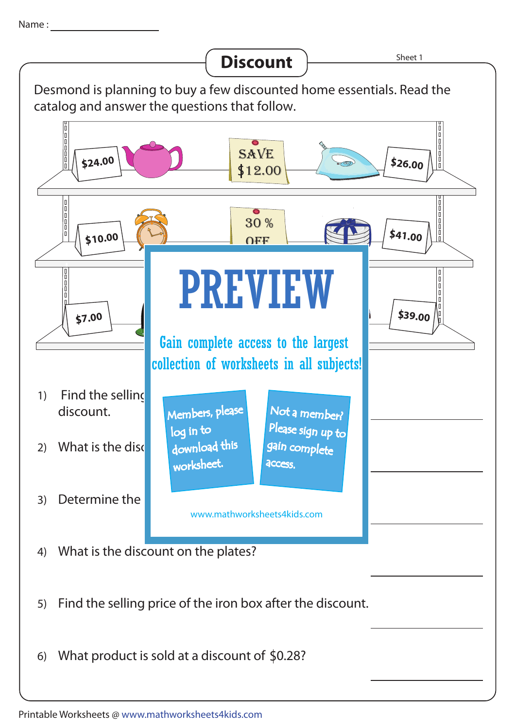Name : ____________________

# Discount

Sheet 1

Desmond is planning to buy a few discounted home essentials. Read the catalog and answer the questions that follow.

$24.00

SAVE $12.00

$26.00

$10.00

30 % OFF

$41.00

$7.00

$39.00

PREVIEW

Gain complete access to the largest collection of worksheets in all subjects!

Members, please log in to download this worksheet.

Not a member? Please sign up to gain complete access.

www.mathworksheets4kids.com

1) Find the selling ... discount. ____________________

2) What is the disc... ____________________

3) Determine the ... ____________________

4) What is the discount on the plates? ____________________

5) Find the selling price of the iron box after the discount. ____________________

6) What product is sold at a discount of $0.28? ____________________

Printable Worksheets @ www.mathworksheets4kids.com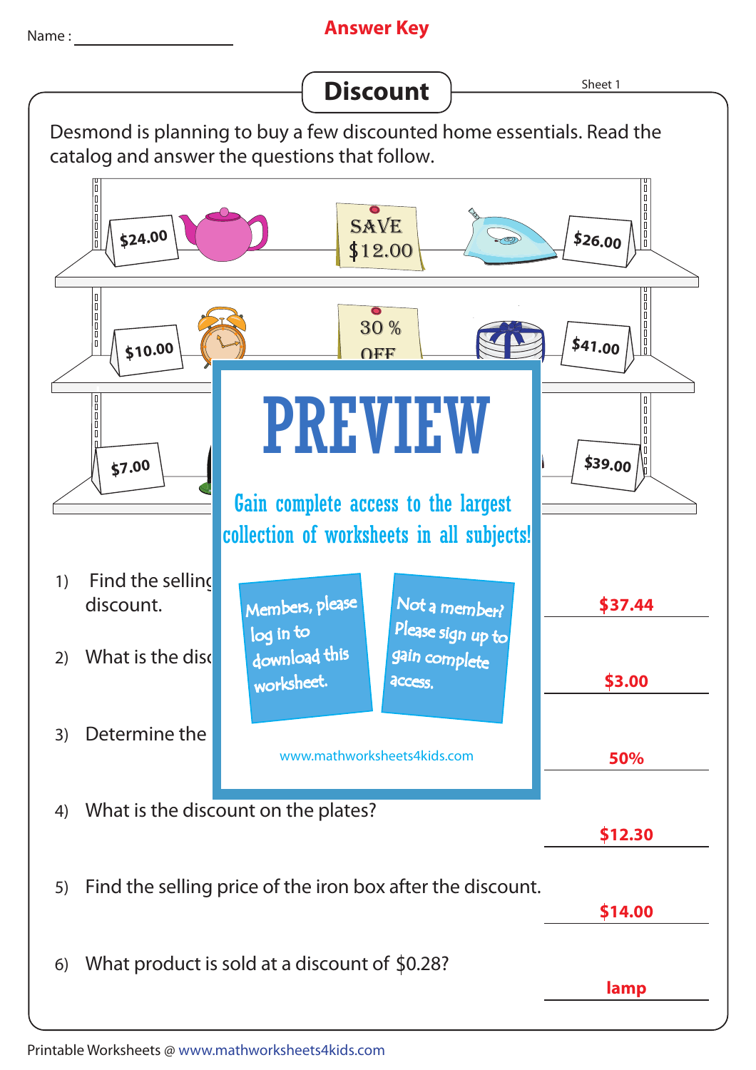Name : ____________________

**Answer Key**

# Discount

Sheet 1

Desmond is planning to buy a few discounted home essentials. Read the catalog and answer the questions that follow.

$24.00

SAVE $12.00

$26.00

$10.00

30 % OFF

$41.00

$7.00

$39.00

PREVIEW

Gain complete access to the largest collection of worksheets in all subjects!

Members, please log in to download this worksheet.

Not a member? Please sign up to gain complete access.

www.mathworksheets4kids.com

1) Find the selling discount. **$37.44**

2) What is the disc **$3.00**

3) Determine the **50%**

4) What is the discount on the plates? **$12.30**

5) Find the selling price of the iron box after the discount. **$14.00**

6) What product is sold at a discount of $0.28? **lamp**

Printable Worksheets @ www.mathworksheets4kids.com